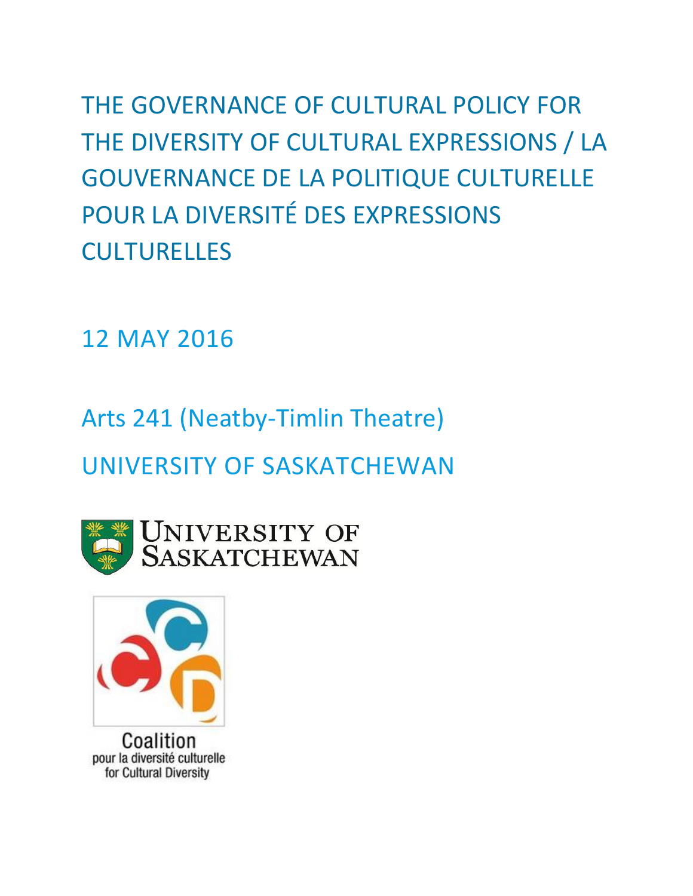# THE GOVERNANCE OF CULTURAL POLICY FOR THE DIVERSITY OF CULTURAL EXPRESSIONS / LA GOUVERNANCE DE LA POLITIQUE CULTURELLE POUR LA DIVERSITÉ DES EXPRESSIONS CULTURELLES

## 12 MAY 2016

## Arts 241 (Neatby-Timlin Theatre)

## UNIVERSITY OF SASKATCHEWAN

UNIVERSITY OF SASKATCHEWAN

Coalition
pour la diversité culturelle
for Cultural Diversity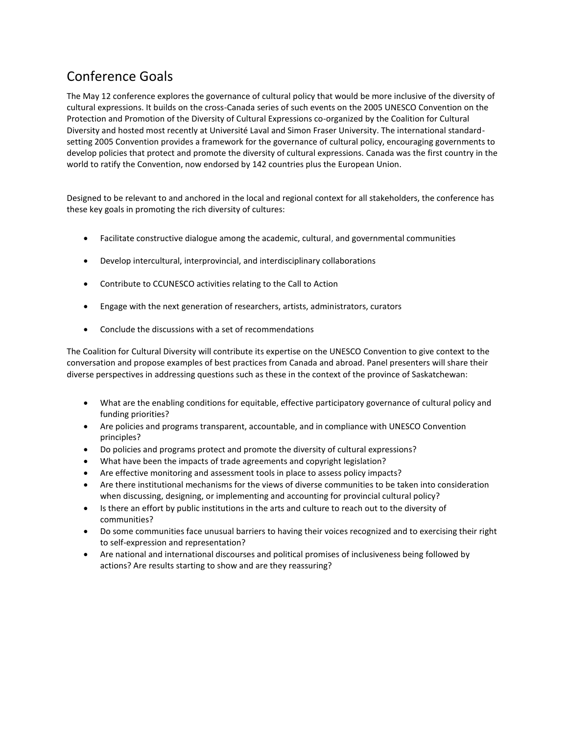# Conference Goals

The May 12 conference explores the governance of cultural policy that would be more inclusive of the diversity of cultural expressions. It builds on the cross-Canada series of such events on the 2005 UNESCO Convention on the Protection and Promotion of the Diversity of Cultural Expressions co-organized by the Coalition for Cultural Diversity and hosted most recently at Université Laval and Simon Fraser University. The international standard-setting 2005 Convention provides a framework for the governance of cultural policy, encouraging governments to develop policies that protect and promote the diversity of cultural expressions. Canada was the first country in the world to ratify the Convention, now endorsed by 142 countries plus the European Union.

Designed to be relevant to and anchored in the local and regional context for all stakeholders, the conference has these key goals in promoting the rich diversity of cultures:

- Facilitate constructive dialogue among the academic, cultural, and governmental communities
- Develop intercultural, interprovincial, and interdisciplinary collaborations
- Contribute to CCUNESCO activities relating to the Call to Action
- Engage with the next generation of researchers, artists, administrators, curators
- Conclude the discussions with a set of recommendations

The Coalition for Cultural Diversity will contribute its expertise on the UNESCO Convention to give context to the conversation and propose examples of best practices from Canada and abroad. Panel presenters will share their diverse perspectives in addressing questions such as these in the context of the province of Saskatchewan:

- What are the enabling conditions for equitable, effective participatory governance of cultural policy and funding priorities?
- Are policies and programs transparent, accountable, and in compliance with UNESCO Convention principles?
- Do policies and programs protect and promote the diversity of cultural expressions?
- What have been the impacts of trade agreements and copyright legislation?
- Are effective monitoring and assessment tools in place to assess policy impacts?
- Are there institutional mechanisms for the views of diverse communities to be taken into consideration when discussing, designing, or implementing and accounting for provincial cultural policy?
- Is there an effort by public institutions in the arts and culture to reach out to the diversity of communities?
- Do some communities face unusual barriers to having their voices recognized and to exercising their right to self-expression and representation?
- Are national and international discourses and political promises of inclusiveness being followed by actions? Are results starting to show and are they reassuring?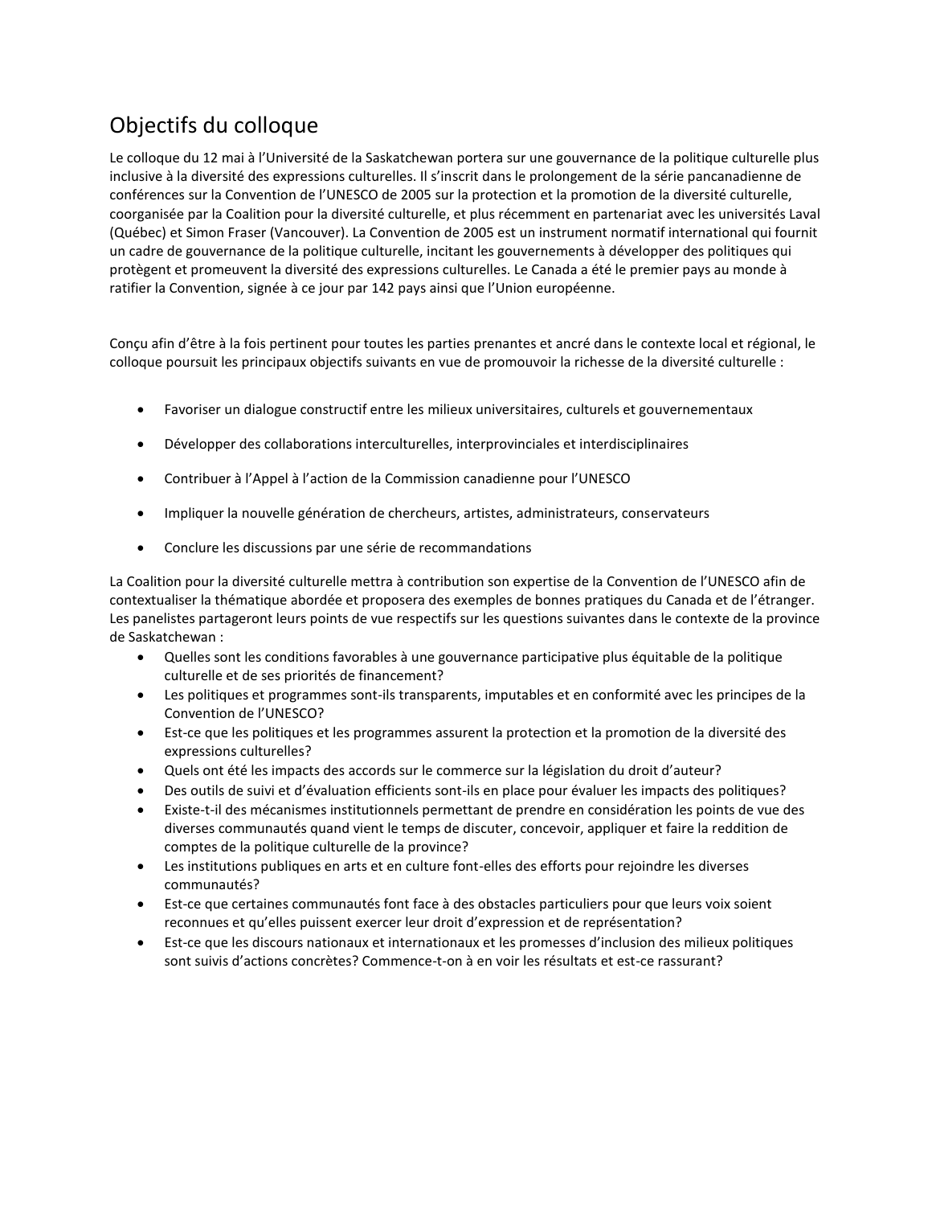## Objectifs du colloque

Le colloque du 12 mai à l'Université de la Saskatchewan portera sur une gouvernance de la politique culturelle plus inclusive à la diversité des expressions culturelles. Il s'inscrit dans le prolongement de la série pancanadienne de conférences sur la Convention de l'UNESCO de 2005 sur la protection et la promotion de la diversité culturelle, coorganisée par la Coalition pour la diversité culturelle, et plus récemment en partenariat avec les universités Laval (Québec) et Simon Fraser (Vancouver). La Convention de 2005 est un instrument normatif international qui fournit un cadre de gouvernance de la politique culturelle, incitant les gouvernements à développer des politiques qui protègent et promeuvent la diversité des expressions culturelles. Le Canada a été le premier pays au monde à ratifier la Convention, signée à ce jour par 142 pays ainsi que l'Union européenne.

Conçu afin d'être à la fois pertinent pour toutes les parties prenantes et ancré dans le contexte local et régional, le colloque poursuit les principaux objectifs suivants en vue de promouvoir la richesse de la diversité culturelle :

- Favoriser un dialogue constructif entre les milieux universitaires, culturels et gouvernementaux
- Développer des collaborations interculturelles, interprovinciales et interdisciplinaires
- Contribuer à l'Appel à l'action de la Commission canadienne pour l'UNESCO
- Impliquer la nouvelle génération de chercheurs, artistes, administrateurs, conservateurs
- Conclure les discussions par une série de recommandations

La Coalition pour la diversité culturelle mettra à contribution son expertise de la Convention de l'UNESCO afin de contextualiser la thématique abordée et proposera des exemples de bonnes pratiques du Canada et de l'étranger. Les panelistes partageront leurs points de vue respectifs sur les questions suivantes dans le contexte de la province de Saskatchewan :

- Quelles sont les conditions favorables à une gouvernance participative plus équitable de la politique culturelle et de ses priorités de financement?
- Les politiques et programmes sont-ils transparents, imputables et en conformité avec les principes de la Convention de l'UNESCO?
- Est-ce que les politiques et les programmes assurent la protection et la promotion de la diversité des expressions culturelles?
- Quels ont été les impacts des accords sur le commerce sur la législation du droit d'auteur?
- Des outils de suivi et d'évaluation efficients sont-ils en place pour évaluer les impacts des politiques?
- Existe-t-il des mécanismes institutionnels permettant de prendre en considération les points de vue des diverses communautés quand vient le temps de discuter, concevoir, appliquer et faire la reddition de comptes de la politique culturelle de la province?
- Les institutions publiques en arts et en culture font-elles des efforts pour rejoindre les diverses communautés?
- Est-ce que certaines communautés font face à des obstacles particuliers pour que leurs voix soient reconnues et qu'elles puissent exercer leur droit d'expression et de représentation?
- Est-ce que les discours nationaux et internationaux et les promesses d'inclusion des milieux politiques sont suivis d'actions concrètes? Commence-t-on à en voir les résultats et est-ce rassurant?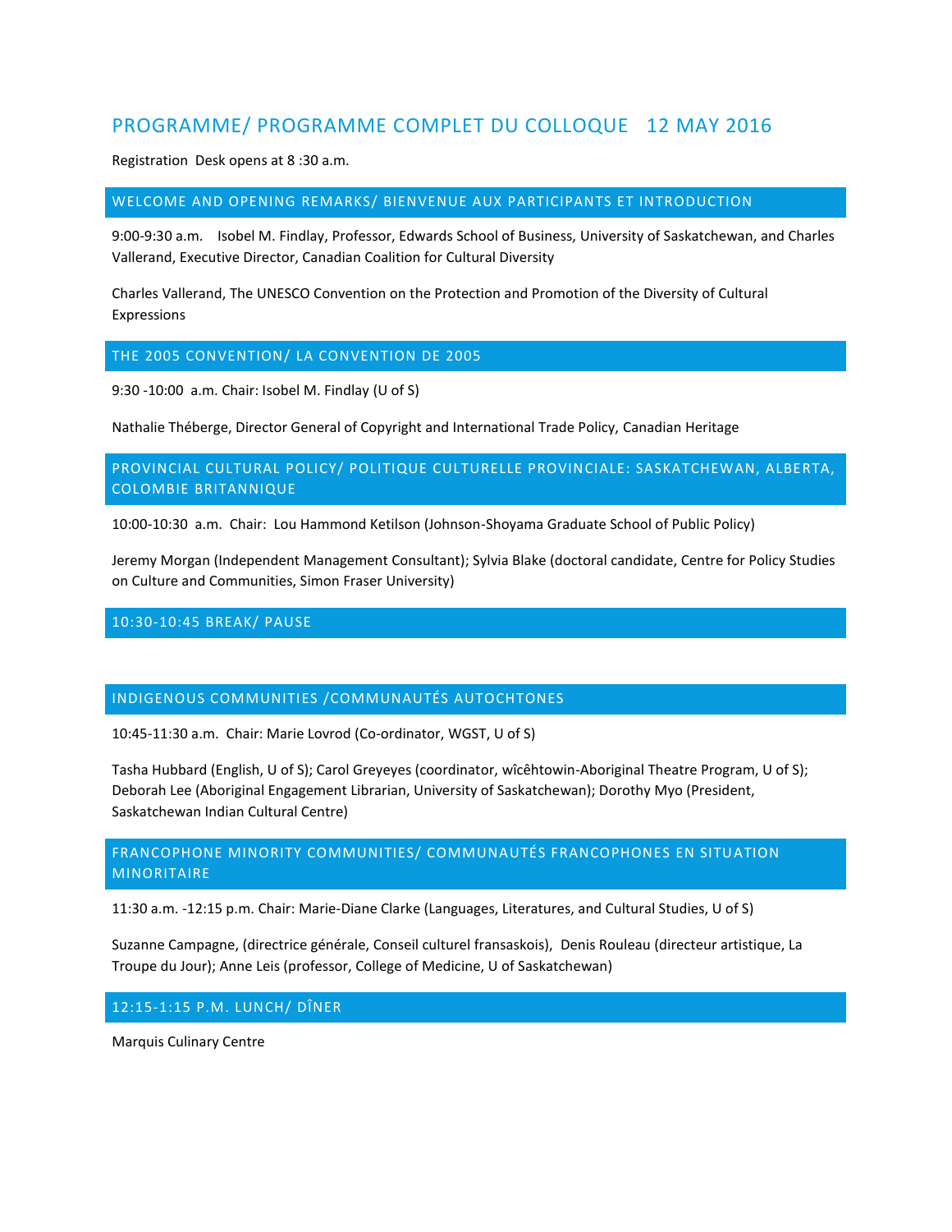# PROGRAMME/ PROGRAMME COMPLET DU COLLOQUE 12 MAY 2016

Registration Desk opens at 8 :30 a.m.

## WELCOME AND OPENING REMARKS/ BIENVENUE AUX PARTICIPANTS ET INTRODUCTION

9:00-9:30 a.m. Isobel M. Findlay, Professor, Edwards School of Business, University of Saskatchewan, and Charles Vallerand, Executive Director, Canadian Coalition for Cultural Diversity

Charles Vallerand, The UNESCO Convention on the Protection and Promotion of the Diversity of Cultural Expressions

## THE 2005 CONVENTION/ LA CONVENTION DE 2005

9:30 -10:00 a.m. Chair: Isobel M. Findlay (U of S)

Nathalie Théberge, Director General of Copyright and International Trade Policy, Canadian Heritage

## PROVINCIAL CULTURAL POLICY/ POLITIQUE CULTURELLE PROVINCIALE: SASKATCHEWAN, ALBERTA, COLOMBIE BRITANNIQUE

10:00-10:30 a.m. Chair: Lou Hammond Ketilson (Johnson-Shoyama Graduate School of Public Policy)

Jeremy Morgan (Independent Management Consultant); Sylvia Blake (doctoral candidate, Centre for Policy Studies on Culture and Communities, Simon Fraser University)

## 10:30-10:45 BREAK/ PAUSE

## INDIGENOUS COMMUNITIES /COMMUNAUTÉS AUTOCHTONES

10:45-11:30 a.m. Chair: Marie Lovrod (Co-ordinator, WGST, U of S)

Tasha Hubbard (English, U of S); Carol Greyeyes (coordinator, wîcêhtowin-Aboriginal Theatre Program, U of S); Deborah Lee (Aboriginal Engagement Librarian, University of Saskatchewan); Dorothy Myo (President, Saskatchewan Indian Cultural Centre)

## FRANCOPHONE MINORITY COMMUNITIES/ COMMUNAUTÉS FRANCOPHONES EN SITUATION MINORITAIRE

11:30 a.m. -12:15 p.m. Chair: Marie-Diane Clarke (Languages, Literatures, and Cultural Studies, U of S)

Suzanne Campagne, (directrice générale, Conseil culturel fransaskois), Denis Rouleau (directeur artistique, La Troupe du Jour); Anne Leis (professor, College of Medicine, U of Saskatchewan)

## 12:15-1:15 P.M. LUNCH/ DÎNER

Marquis Culinary Centre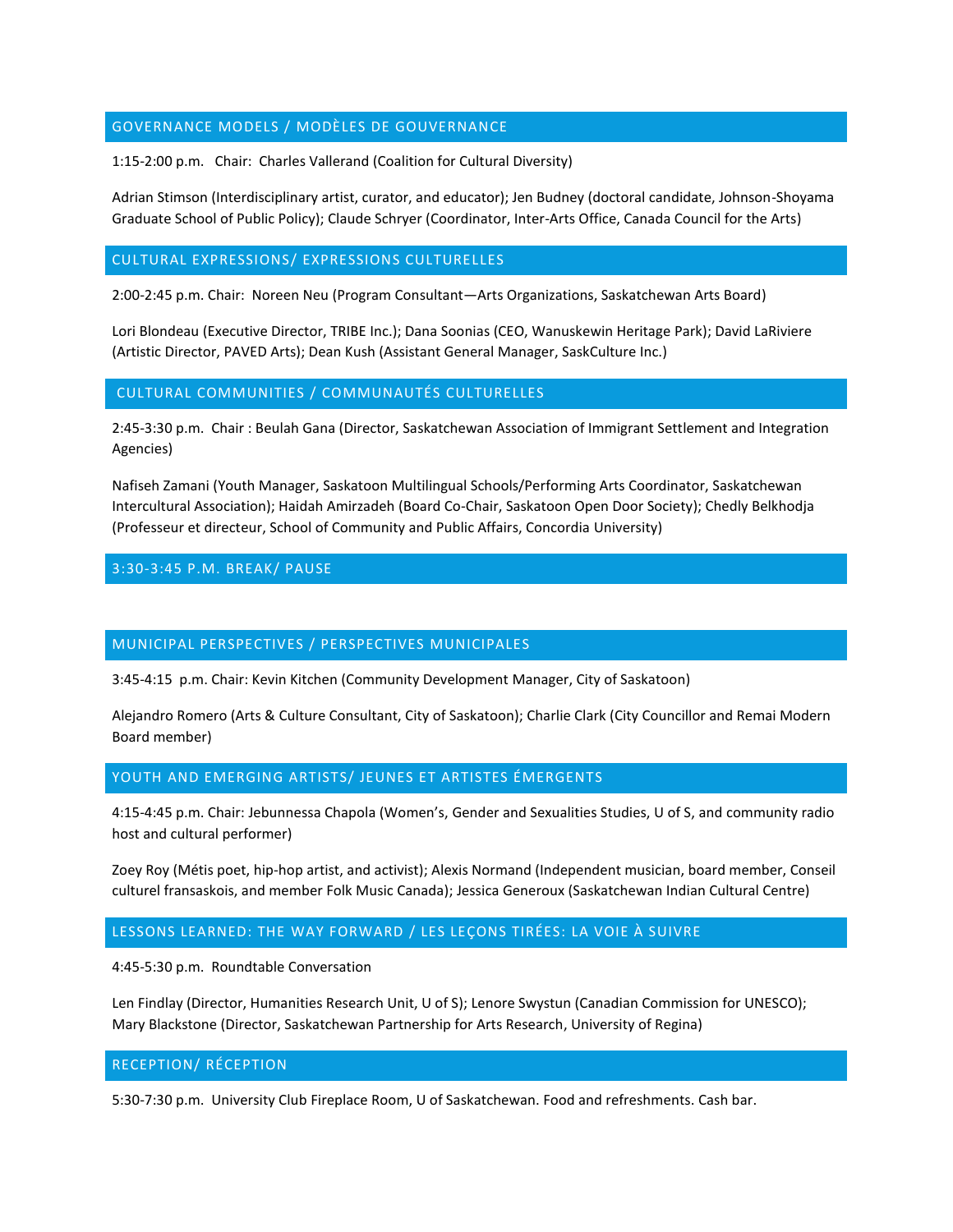## GOVERNANCE MODELS / MODÈLES DE GOUVERNANCE

1:15-2:00 p.m. Chair: Charles Vallerand (Coalition for Cultural Diversity)

Adrian Stimson (Interdisciplinary artist, curator, and educator); Jen Budney (doctoral candidate, Johnson-Shoyama Graduate School of Public Policy); Claude Schryer (Coordinator, Inter-Arts Office, Canada Council for the Arts)

## CULTURAL EXPRESSIONS/ EXPRESSIONS CULTURELLES

2:00-2:45 p.m. Chair: Noreen Neu (Program Consultant—Arts Organizations, Saskatchewan Arts Board)

Lori Blondeau (Executive Director, TRIBE Inc.); Dana Soonias (CEO, Wanuskewin Heritage Park); David LaRiviere (Artistic Director, PAVED Arts); Dean Kush (Assistant General Manager, SaskCulture Inc.)

## CULTURAL COMMUNITIES / COMMUNAUTÉS CULTURELLES

2:45-3:30 p.m. Chair : Beulah Gana (Director, Saskatchewan Association of Immigrant Settlement and Integration Agencies)

Nafiseh Zamani (Youth Manager, Saskatoon Multilingual Schools/Performing Arts Coordinator, Saskatchewan Intercultural Association); Haidah Amirzadeh (Board Co-Chair, Saskatoon Open Door Society); Chedly Belkhodja (Professeur et directeur, School of Community and Public Affairs, Concordia University)

## 3:30-3:45 P.M. BREAK/ PAUSE

## MUNICIPAL PERSPECTIVES / PERSPECTIVES MUNICIPALES

3:45-4:15 p.m. Chair: Kevin Kitchen (Community Development Manager, City of Saskatoon)

Alejandro Romero (Arts & Culture Consultant, City of Saskatoon); Charlie Clark (City Councillor and Remai Modern Board member)

## YOUTH AND EMERGING ARTISTS/ JEUNES ET ARTISTES ÉMERGENTS

4:15-4:45 p.m. Chair: Jebunnessa Chapola (Women's, Gender and Sexualities Studies, U of S, and community radio host and cultural performer)

Zoey Roy (Métis poet, hip-hop artist, and activist); Alexis Normand (Independent musician, board member, Conseil culturel fransaskois, and member Folk Music Canada); Jessica Generoux (Saskatchewan Indian Cultural Centre)

## LESSONS LEARNED: THE WAY FORWARD / LES LEÇONS TIRÉES: LA VOIE À SUIVRE

4:45-5:30 p.m. Roundtable Conversation

Len Findlay (Director, Humanities Research Unit, U of S); Lenore Swystun (Canadian Commission for UNESCO); Mary Blackstone (Director, Saskatchewan Partnership for Arts Research, University of Regina)

## RECEPTION/ RÉCEPTION

5:30-7:30 p.m. University Club Fireplace Room, U of Saskatchewan. Food and refreshments. Cash bar.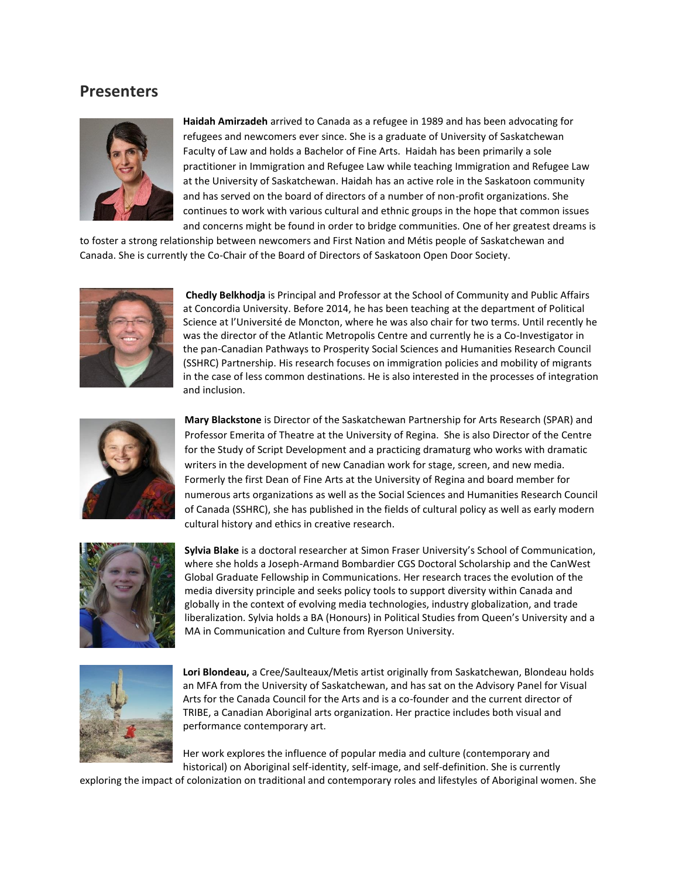## Presenters

**Haidah Amirzadeh** arrived to Canada as a refugee in 1989 and has been advocating for refugees and newcomers ever since. She is a graduate of University of Saskatchewan Faculty of Law and holds a Bachelor of Fine Arts. Haidah has been primarily a sole practitioner in Immigration and Refugee Law while teaching Immigration and Refugee Law at the University of Saskatchewan. Haidah has an active role in the Saskatoon community and has served on the board of directors of a number of non-profit organizations. She continues to work with various cultural and ethnic groups in the hope that common issues and concerns might be found in order to bridge communities. One of her greatest dreams is to foster a strong relationship between newcomers and First Nation and Métis people of Saskatchewan and Canada. She is currently the Co-Chair of the Board of Directors of Saskatoon Open Door Society.

**Chedly Belkhodja** is Principal and Professor at the School of Community and Public Affairs at Concordia University. Before 2014, he has been teaching at the department of Political Science at l'Université de Moncton, where he was also chair for two terms. Until recently he was the director of the Atlantic Metropolis Centre and currently he is a Co-Investigator in the pan-Canadian Pathways to Prosperity Social Sciences and Humanities Research Council (SSHRC) Partnership. His research focuses on immigration policies and mobility of migrants in the case of less common destinations. He is also interested in the processes of integration and inclusion.

**Mary Blackstone** is Director of the Saskatchewan Partnership for Arts Research (SPAR) and Professor Emerita of Theatre at the University of Regina. She is also Director of the Centre for the Study of Script Development and a practicing dramaturg who works with dramatic writers in the development of new Canadian work for stage, screen, and new media. Formerly the first Dean of Fine Arts at the University of Regina and board member for numerous arts organizations as well as the Social Sciences and Humanities Research Council of Canada (SSHRC), she has published in the fields of cultural policy as well as early modern cultural history and ethics in creative research.

**Sylvia Blake** is a doctoral researcher at Simon Fraser University's School of Communication, where she holds a Joseph-Armand Bombardier CGS Doctoral Scholarship and the CanWest Global Graduate Fellowship in Communications. Her research traces the evolution of the media diversity principle and seeks policy tools to support diversity within Canada and globally in the context of evolving media technologies, industry globalization, and trade liberalization. Sylvia holds a BA (Honours) in Political Studies from Queen's University and a MA in Communication and Culture from Ryerson University.

**Lori Blondeau,** a Cree/Saulteaux/Metis artist originally from Saskatchewan, Blondeau holds an MFA from the University of Saskatchewan, and has sat on the Advisory Panel for Visual Arts for the Canada Council for the Arts and is a co-founder and the current director of TRIBE, a Canadian Aboriginal arts organization. Her practice includes both visual and performance contemporary art.

Her work explores the influence of popular media and culture (contemporary and historical) on Aboriginal self-identity, self-image, and self-definition. She is currently exploring the impact of colonization on traditional and contemporary roles and lifestyles of Aboriginal women. She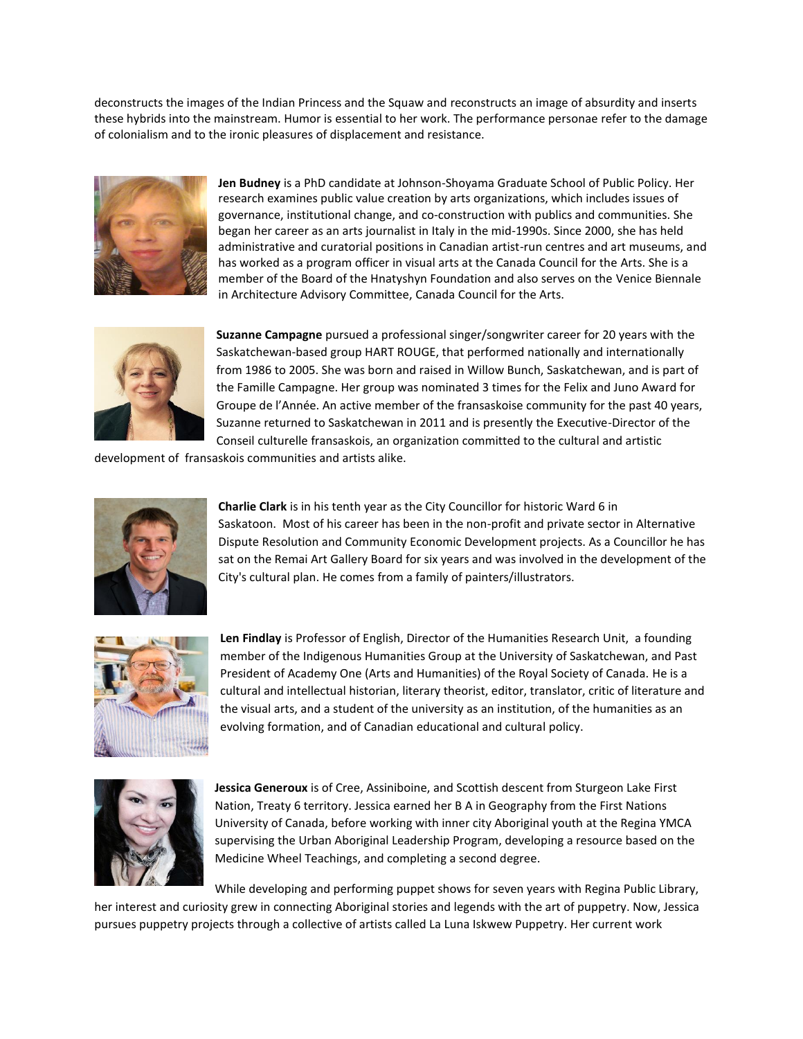deconstructs the images of the Indian Princess and the Squaw and reconstructs an image of absurdity and inserts these hybrids into the mainstream. Humor is essential to her work. The performance personae refer to the damage of colonialism and to the ironic pleasures of displacement and resistance.

**Jen Budney** is a PhD candidate at Johnson-Shoyama Graduate School of Public Policy. Her research examines public value creation by arts organizations, which includes issues of governance, institutional change, and co-construction with publics and communities. She began her career as an arts journalist in Italy in the mid-1990s. Since 2000, she has held administrative and curatorial positions in Canadian artist-run centres and art museums, and has worked as a program officer in visual arts at the Canada Council for the Arts. She is a member of the Board of the Hnatyshyn Foundation and also serves on the Venice Biennale in Architecture Advisory Committee, Canada Council for the Arts.

**Suzanne Campagne** pursued a professional singer/songwriter career for 20 years with the Saskatchewan-based group HART ROUGE, that performed nationally and internationally from 1986 to 2005. She was born and raised in Willow Bunch, Saskatchewan, and is part of the Famille Campagne. Her group was nominated 3 times for the Felix and Juno Award for Groupe de l'Année. An active member of the fransaskoise community for the past 40 years, Suzanne returned to Saskatchewan in 2011 and is presently the Executive-Director of the Conseil culturelle fransaskois, an organization committed to the cultural and artistic development of fransaskois communities and artists alike.

**Charlie Clark** is in his tenth year as the City Councillor for historic Ward 6 in Saskatoon. Most of his career has been in the non-profit and private sector in Alternative Dispute Resolution and Community Economic Development projects. As a Councillor he has sat on the Remai Art Gallery Board for six years and was involved in the development of the City's cultural plan. He comes from a family of painters/illustrators.

**Len Findlay** is Professor of English, Director of the Humanities Research Unit, a founding member of the Indigenous Humanities Group at the University of Saskatchewan, and Past President of Academy One (Arts and Humanities) of the Royal Society of Canada. He is a cultural and intellectual historian, literary theorist, editor, translator, critic of literature and the visual arts, and a student of the university as an institution, of the humanities as an evolving formation, and of Canadian educational and cultural policy.

**Jessica Generoux** is of Cree, Assiniboine, and Scottish descent from Sturgeon Lake First Nation, Treaty 6 territory. Jessica earned her B A in Geography from the First Nations University of Canada, before working with inner city Aboriginal youth at the Regina YMCA supervising the Urban Aboriginal Leadership Program, developing a resource based on the Medicine Wheel Teachings, and completing a second degree.

While developing and performing puppet shows for seven years with Regina Public Library, her interest and curiosity grew in connecting Aboriginal stories and legends with the art of puppetry. Now, Jessica pursues puppetry projects through a collective of artists called La Luna Iskwew Puppetry. Her current work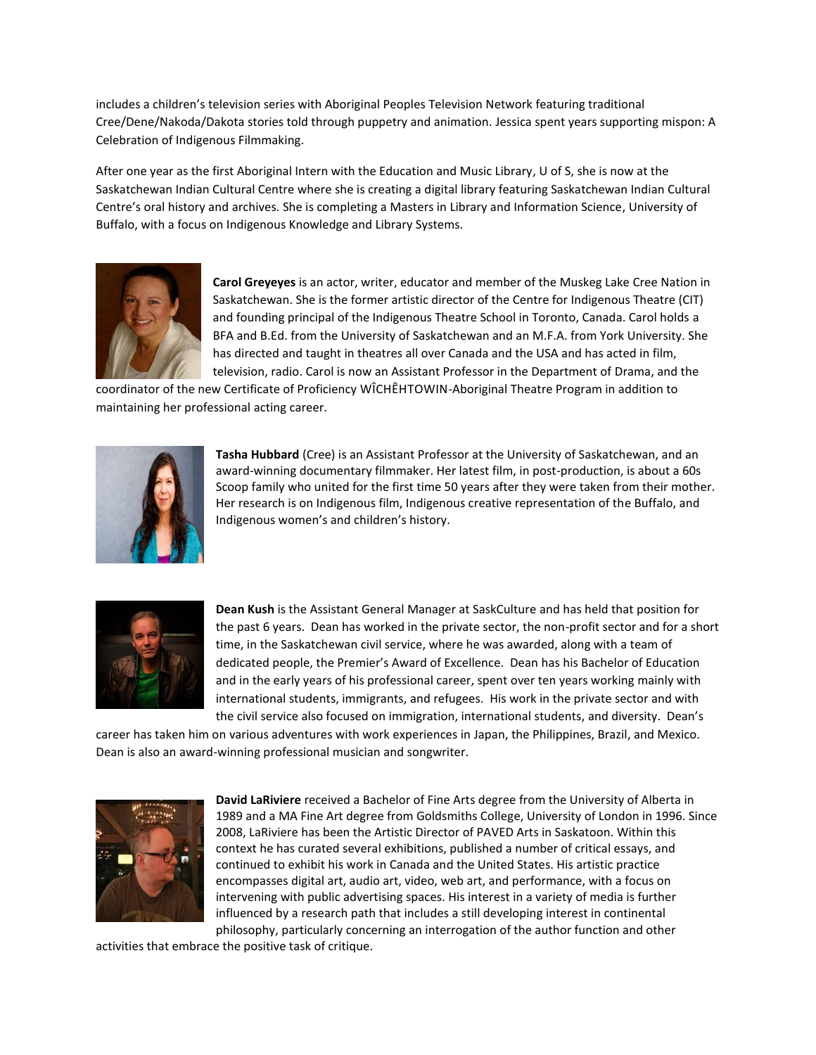includes a children's television series with Aboriginal Peoples Television Network featuring traditional Cree/Dene/Nakoda/Dakota stories told through puppetry and animation. Jessica spent years supporting mispon: A Celebration of Indigenous Filmmaking.

After one year as the first Aboriginal Intern with the Education and Music Library, U of S, she is now at the Saskatchewan Indian Cultural Centre where she is creating a digital library featuring Saskatchewan Indian Cultural Centre's oral history and archives. She is completing a Masters in Library and Information Science, University of Buffalo, with a focus on Indigenous Knowledge and Library Systems.

**Carol Greyeyes** is an actor, writer, educator and member of the Muskeg Lake Cree Nation in Saskatchewan. She is the former artistic director of the Centre for Indigenous Theatre (CIT) and founding principal of the Indigenous Theatre School in Toronto, Canada. Carol holds a BFA and B.Ed. from the University of Saskatchewan and an M.F.A. from York University. She has directed and taught in theatres all over Canada and the USA and has acted in film, television, radio. Carol is now an Assistant Professor in the Department of Drama, and the coordinator of the new Certificate of Proficiency WÎCHÊHTOWIN-Aboriginal Theatre Program in addition to maintaining her professional acting career.

**Tasha Hubbard** (Cree) is an Assistant Professor at the University of Saskatchewan, and an award-winning documentary filmmaker. Her latest film, in post-production, is about a 60s Scoop family who united for the first time 50 years after they were taken from their mother. Her research is on Indigenous film, Indigenous creative representation of the Buffalo, and Indigenous women's and children's history.

**Dean Kush** is the Assistant General Manager at SaskCulture and has held that position for the past 6 years. Dean has worked in the private sector, the non-profit sector and for a short time, in the Saskatchewan civil service, where he was awarded, along with a team of dedicated people, the Premier's Award of Excellence. Dean has his Bachelor of Education and in the early years of his professional career, spent over ten years working mainly with international students, immigrants, and refugees. His work in the private sector and with the civil service also focused on immigration, international students, and diversity. Dean's career has taken him on various adventures with work experiences in Japan, the Philippines, Brazil, and Mexico. Dean is also an award-winning professional musician and songwriter.

**David LaRiviere** received a Bachelor of Fine Arts degree from the University of Alberta in 1989 and a MA Fine Art degree from Goldsmiths College, University of London in 1996. Since 2008, LaRiviere has been the Artistic Director of PAVED Arts in Saskatoon. Within this context he has curated several exhibitions, published a number of critical essays, and continued to exhibit his work in Canada and the United States. His artistic practice encompasses digital art, audio art, video, web art, and performance, with a focus on intervening with public advertising spaces. His interest in a variety of media is further influenced by a research path that includes a still developing interest in continental philosophy, particularly concerning an interrogation of the author function and other activities that embrace the positive task of critique.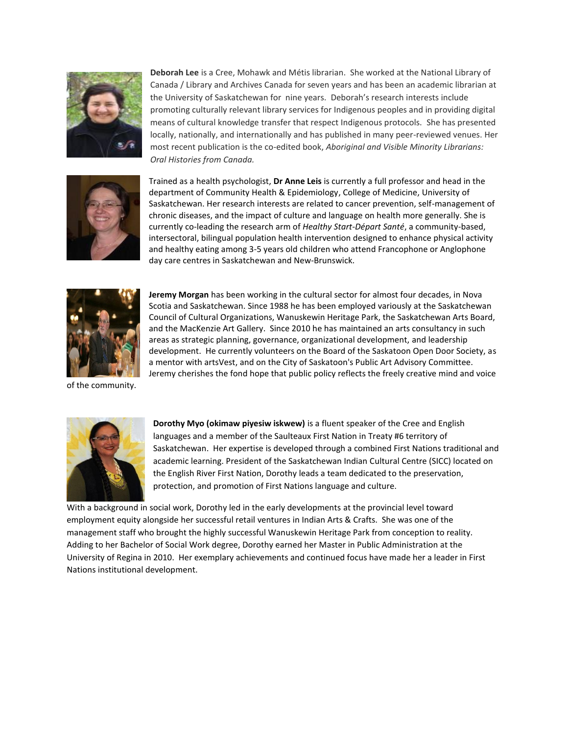**Deborah Lee** is a Cree, Mohawk and Métis librarian. She worked at the National Library of Canada / Library and Archives Canada for seven years and has been an academic librarian at the University of Saskatchewan for nine years. Deborah's research interests include promoting culturally relevant library services for Indigenous peoples and in providing digital means of cultural knowledge transfer that respect Indigenous protocols. She has presented locally, nationally, and internationally and has published in many peer-reviewed venues. Her most recent publication is the co-edited book, *Aboriginal and Visible Minority Librarians: Oral Histories from Canada.*

Trained as a health psychologist, **Dr Anne Leis** is currently a full professor and head in the department of Community Health & Epidemiology, College of Medicine, University of Saskatchewan. Her research interests are related to cancer prevention, self-management of chronic diseases, and the impact of culture and language on health more generally. She is currently co-leading the research arm of *Healthy Start-Départ Santé*, a community-based, intersectoral, bilingual population health intervention designed to enhance physical activity and healthy eating among 3-5 years old children who attend Francophone or Anglophone day care centres in Saskatchewan and New-Brunswick.

**Jeremy Morgan** has been working in the cultural sector for almost four decades, in Nova Scotia and Saskatchewan. Since 1988 he has been employed variously at the Saskatchewan Council of Cultural Organizations, Wanuskewin Heritage Park, the Saskatchewan Arts Board, and the MacKenzie Art Gallery. Since 2010 he has maintained an arts consultancy in such areas as strategic planning, governance, organizational development, and leadership development. He currently volunteers on the Board of the Saskatoon Open Door Society, as a mentor with artsVest, and on the City of Saskatoon's Public Art Advisory Committee. Jeremy cherishes the fond hope that public policy reflects the freely creative mind and voice of the community.

**Dorothy Myo (okimaw piyesiw iskwew)** is a fluent speaker of the Cree and English languages and a member of the Saulteaux First Nation in Treaty #6 territory of Saskatchewan. Her expertise is developed through a combined First Nations traditional and academic learning. President of the Saskatchewan Indian Cultural Centre (SICC) located on the English River First Nation, Dorothy leads a team dedicated to the preservation, protection, and promotion of First Nations language and culture.

With a background in social work, Dorothy led in the early developments at the provincial level toward employment equity alongside her successful retail ventures in Indian Arts & Crafts. She was one of the management staff who brought the highly successful Wanuskewin Heritage Park from conception to reality. Adding to her Bachelor of Social Work degree, Dorothy earned her Master in Public Administration at the University of Regina in 2010. Her exemplary achievements and continued focus have made her a leader in First Nations institutional development.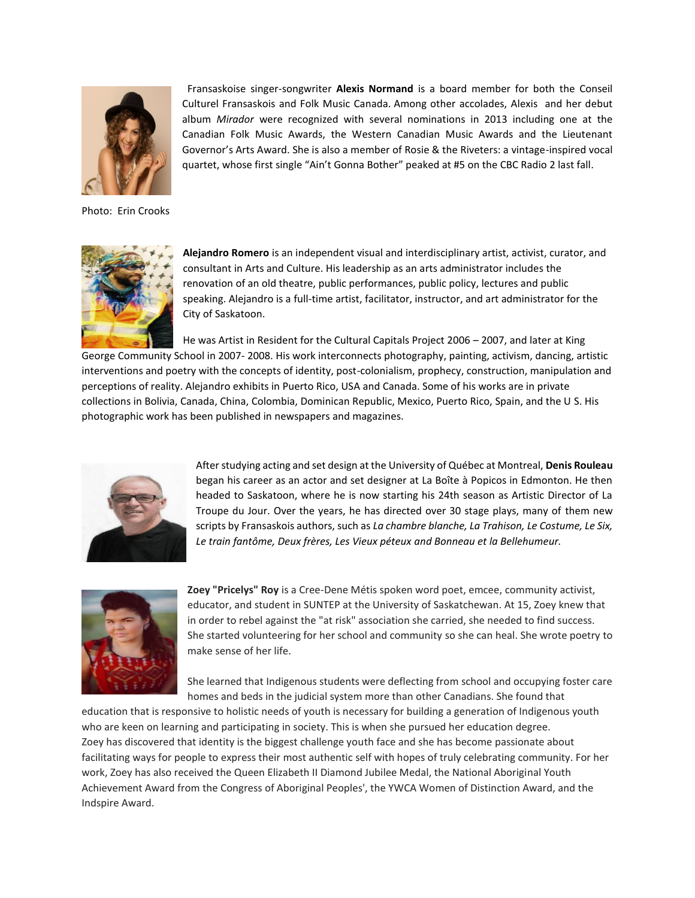Fransaskoise singer-songwriter **Alexis Normand** is a board member for both the Conseil Culturel Fransaskois and Folk Music Canada. Among other accolades, Alexis and her debut album *Mirador* were recognized with several nominations in 2013 including one at the Canadian Folk Music Awards, the Western Canadian Music Awards and the Lieutenant Governor's Arts Award. She is also a member of Rosie & the Riveters: a vintage-inspired vocal quartet, whose first single "Ain't Gonna Bother" peaked at #5 on the CBC Radio 2 last fall.

Photo: Erin Crooks

**Alejandro Romero** is an independent visual and interdisciplinary artist, activist, curator, and consultant in Arts and Culture. His leadership as an arts administrator includes the renovation of an old theatre, public performances, public policy, lectures and public speaking. Alejandro is a full-time artist, facilitator, instructor, and art administrator for the City of Saskatoon.

He was Artist in Resident for the Cultural Capitals Project 2006 – 2007, and later at King George Community School in 2007- 2008. His work interconnects photography, painting, activism, dancing, artistic interventions and poetry with the concepts of identity, post-colonialism, prophecy, construction, manipulation and perceptions of reality. Alejandro exhibits in Puerto Rico, USA and Canada. Some of his works are in private collections in Bolivia, Canada, China, Colombia, Dominican Republic, Mexico, Puerto Rico, Spain, and the U S. His photographic work has been published in newspapers and magazines.

After studying acting and set design at the University of Québec at Montreal, **Denis Rouleau** began his career as an actor and set designer at La Boîte à Popicos in Edmonton. He then headed to Saskatoon, where he is now starting his 24th season as Artistic Director of La Troupe du Jour. Over the years, he has directed over 30 stage plays, many of them new scripts by Fransaskois authors, such as *La chambre blanche, La Trahison, Le Costume, Le Six, Le train fantôme, Deux frères, Les Vieux péteux and Bonneau et la Bellehumeur.*

**Zoey "Pricelys" Roy** is a Cree-Dene Métis spoken word poet, emcee, community activist, educator, and student in SUNTEP at the University of Saskatchewan. At 15, Zoey knew that in order to rebel against the "at risk" association she carried, she needed to find success. She started volunteering for her school and community so she can heal. She wrote poetry to make sense of her life.

She learned that Indigenous students were deflecting from school and occupying foster care homes and beds in the judicial system more than other Canadians. She found that education that is responsive to holistic needs of youth is necessary for building a generation of Indigenous youth who are keen on learning and participating in society. This is when she pursued her education degree. Zoey has discovered that identity is the biggest challenge youth face and she has become passionate about facilitating ways for people to express their most authentic self with hopes of truly celebrating community. For her work, Zoey has also received the Queen Elizabeth II Diamond Jubilee Medal, the National Aboriginal Youth Achievement Award from the Congress of Aboriginal Peoples', the YWCA Women of Distinction Award, and the Indspire Award.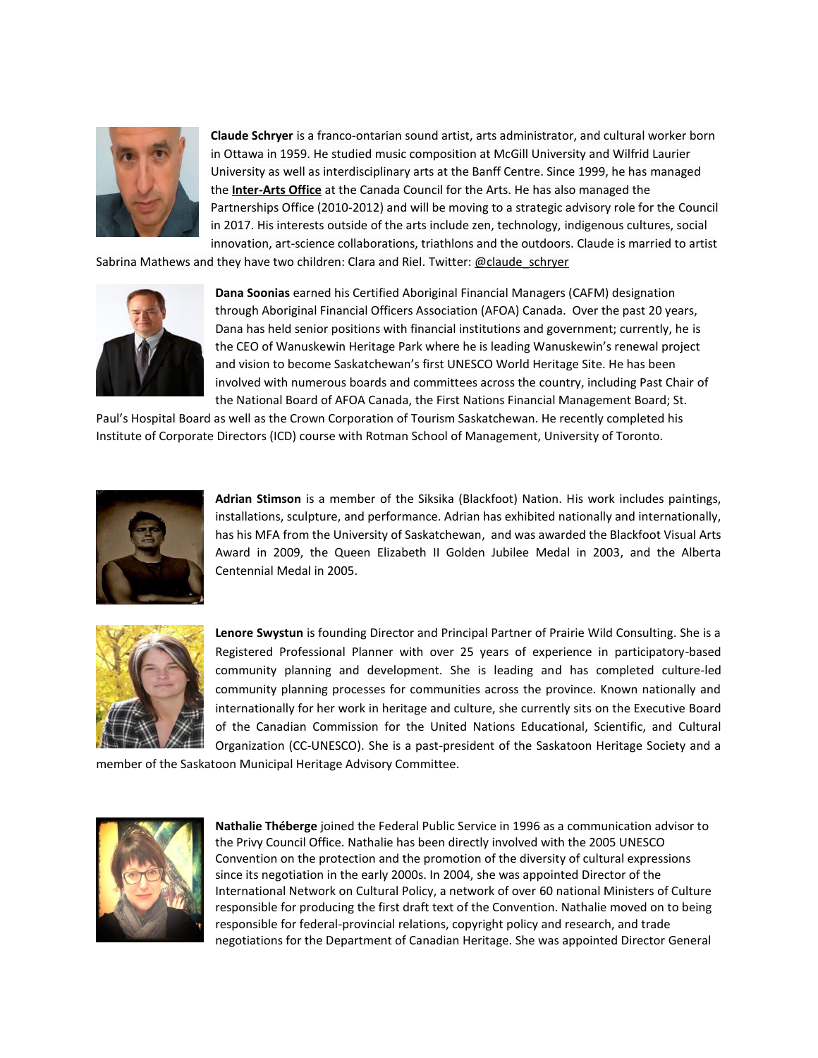**Claude Schryer** is a franco-ontarian sound artist, arts administrator, and cultural worker born in Ottawa in 1959. He studied music composition at McGill University and Wilfrid Laurier University as well as interdisciplinary arts at the Banff Centre. Since 1999, he has managed the **Inter-Arts Office** at the Canada Council for the Arts. He has also managed the Partnerships Office (2010-2012) and will be moving to a strategic advisory role for the Council in 2017. His interests outside of the arts include zen, technology, indigenous cultures, social innovation, art-science collaborations, triathlons and the outdoors. Claude is married to artist Sabrina Mathews and they have two children: Clara and Riel. Twitter: @claude_schryer

**Dana Soonias** earned his Certified Aboriginal Financial Managers (CAFM) designation through Aboriginal Financial Officers Association (AFOA) Canada. Over the past 20 years, Dana has held senior positions with financial institutions and government; currently, he is the CEO of Wanuskewin Heritage Park where he is leading Wanuskewin's renewal project and vision to become Saskatchewan's first UNESCO World Heritage Site. He has been involved with numerous boards and committees across the country, including Past Chair of the National Board of AFOA Canada, the First Nations Financial Management Board; St. Paul's Hospital Board as well as the Crown Corporation of Tourism Saskatchewan. He recently completed his Institute of Corporate Directors (ICD) course with Rotman School of Management, University of Toronto.

**Adrian Stimson** is a member of the Siksika (Blackfoot) Nation. His work includes paintings, installations, sculpture, and performance. Adrian has exhibited nationally and internationally, has his MFA from the University of Saskatchewan, and was awarded the Blackfoot Visual Arts Award in 2009, the Queen Elizabeth II Golden Jubilee Medal in 2003, and the Alberta Centennial Medal in 2005.

**Lenore Swystun** is founding Director and Principal Partner of Prairie Wild Consulting. She is a Registered Professional Planner with over 25 years of experience in participatory-based community planning and development. She is leading and has completed culture-led community planning processes for communities across the province. Known nationally and internationally for her work in heritage and culture, she currently sits on the Executive Board of the Canadian Commission for the United Nations Educational, Scientific, and Cultural Organization (CC-UNESCO). She is a past-president of the Saskatoon Heritage Society and a member of the Saskatoon Municipal Heritage Advisory Committee.

**Nathalie Théberge** joined the Federal Public Service in 1996 as a communication advisor to the Privy Council Office. Nathalie has been directly involved with the 2005 UNESCO Convention on the protection and the promotion of the diversity of cultural expressions since its negotiation in the early 2000s. In 2004, she was appointed Director of the International Network on Cultural Policy, a network of over 60 national Ministers of Culture responsible for producing the first draft text of the Convention. Nathalie moved on to being responsible for federal-provincial relations, copyright policy and research, and trade negotiations for the Department of Canadian Heritage. She was appointed Director General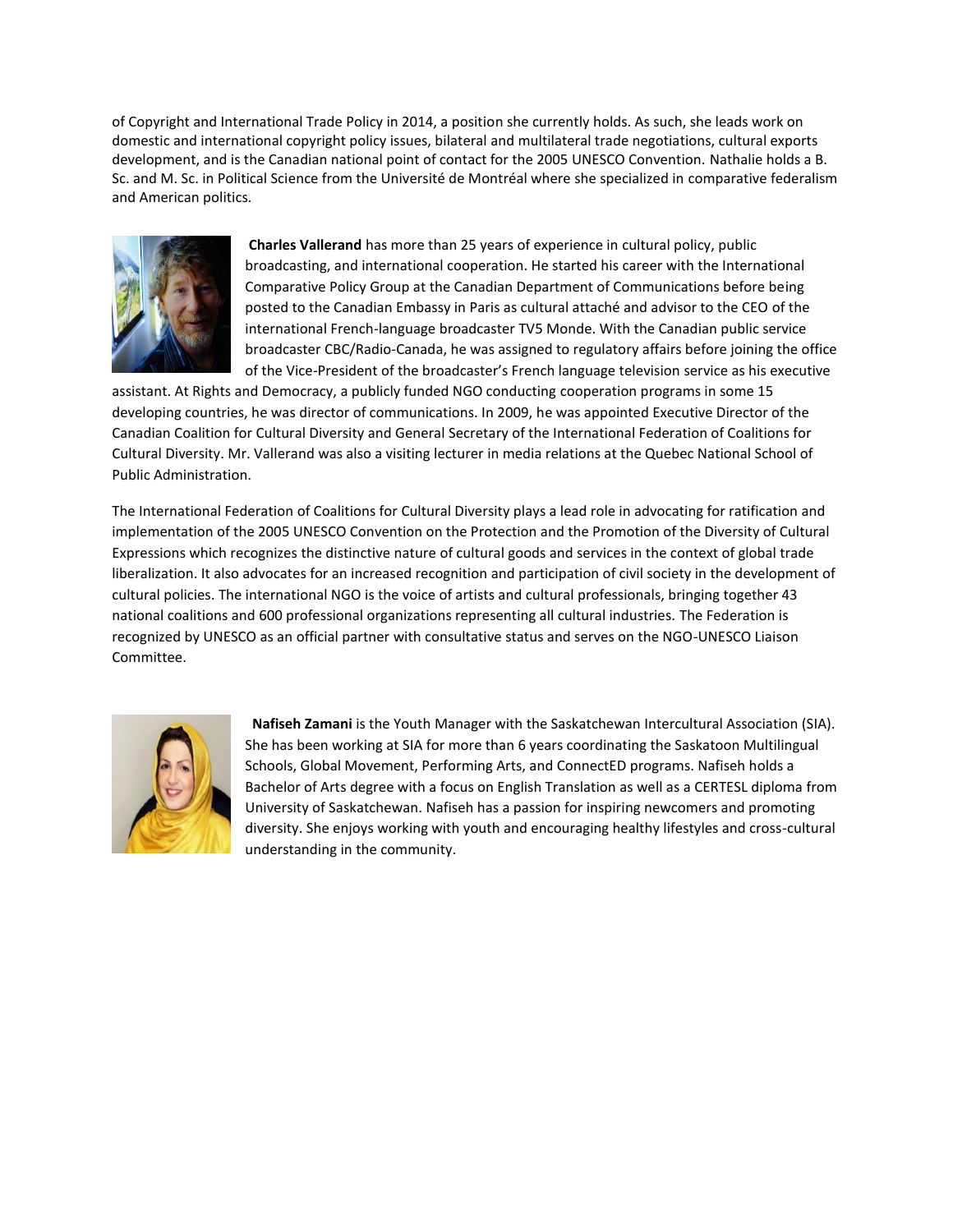of Copyright and International Trade Policy in 2014, a position she currently holds. As such, she leads work on domestic and international copyright policy issues, bilateral and multilateral trade negotiations, cultural exports development, and is the Canadian national point of contact for the 2005 UNESCO Convention. Nathalie holds a B. Sc. and M. Sc. in Political Science from the Université de Montréal where she specialized in comparative federalism and American politics.

**Charles Vallerand** has more than 25 years of experience in cultural policy, public broadcasting, and international cooperation. He started his career with the International Comparative Policy Group at the Canadian Department of Communications before being posted to the Canadian Embassy in Paris as cultural attaché and advisor to the CEO of the international French-language broadcaster TV5 Monde. With the Canadian public service broadcaster CBC/Radio-Canada, he was assigned to regulatory affairs before joining the office of the Vice-President of the broadcaster's French language television service as his executive assistant. At Rights and Democracy, a publicly funded NGO conducting cooperation programs in some 15 developing countries, he was director of communications. In 2009, he was appointed Executive Director of the Canadian Coalition for Cultural Diversity and General Secretary of the International Federation of Coalitions for Cultural Diversity. Mr. Vallerand was also a visiting lecturer in media relations at the Quebec National School of Public Administration.

The International Federation of Coalitions for Cultural Diversity plays a lead role in advocating for ratification and implementation of the 2005 UNESCO Convention on the Protection and the Promotion of the Diversity of Cultural Expressions which recognizes the distinctive nature of cultural goods and services in the context of global trade liberalization. It also advocates for an increased recognition and participation of civil society in the development of cultural policies. The international NGO is the voice of artists and cultural professionals, bringing together 43 national coalitions and 600 professional organizations representing all cultural industries. The Federation is recognized by UNESCO as an official partner with consultative status and serves on the NGO-UNESCO Liaison Committee.

**Nafiseh Zamani** is the Youth Manager with the Saskatchewan Intercultural Association (SIA). She has been working at SIA for more than 6 years coordinating the Saskatoon Multilingual Schools, Global Movement, Performing Arts, and ConnectED programs. Nafiseh holds a Bachelor of Arts degree with a focus on English Translation as well as a CERTESL diploma from University of Saskatchewan. Nafiseh has a passion for inspiring newcomers and promoting diversity. She enjoys working with youth and encouraging healthy lifestyles and cross-cultural understanding in the community.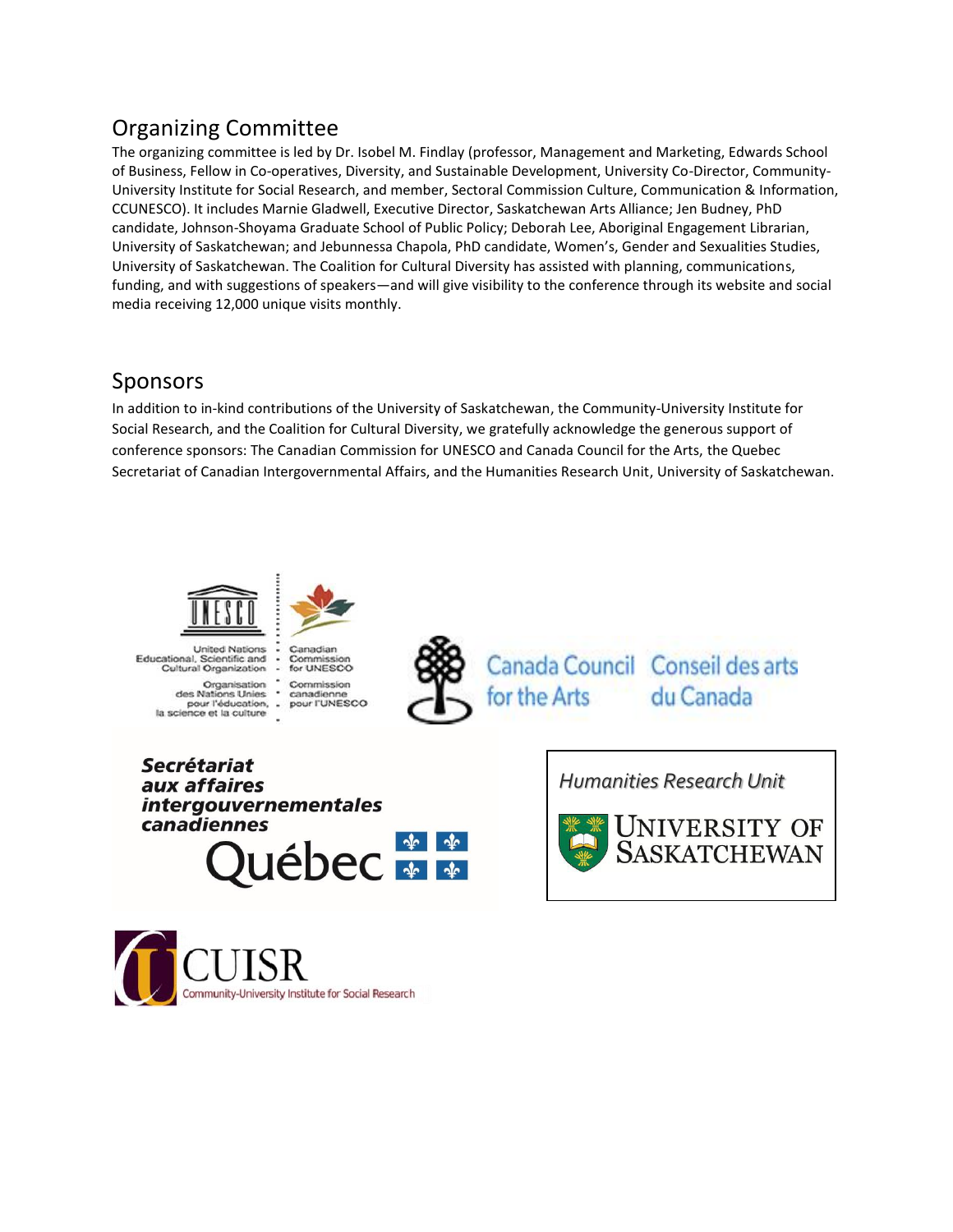## Organizing Committee

The organizing committee is led by Dr. Isobel M. Findlay (professor, Management and Marketing, Edwards School of Business, Fellow in Co-operatives, Diversity, and Sustainable Development, University Co-Director, Community-University Institute for Social Research, and member, Sectoral Commission Culture, Communication & Information, CCUNESCO). It includes Marnie Gladwell, Executive Director, Saskatchewan Arts Alliance; Jen Budney, PhD candidate, Johnson-Shoyama Graduate School of Public Policy; Deborah Lee, Aboriginal Engagement Librarian, University of Saskatchewan; and Jebunnessa Chapola, PhD candidate, Women's, Gender and Sexualities Studies, University of Saskatchewan. The Coalition for Cultural Diversity has assisted with planning, communications, funding, and with suggestions of speakers—and will give visibility to the conference through its website and social media receiving 12,000 unique visits monthly.

## Sponsors

In addition to in-kind contributions of the University of Saskatchewan, the Community-University Institute for Social Research, and the Coalition for Cultural Diversity, we gratefully acknowledge the generous support of conference sponsors: The Canadian Commission for UNESCO and Canada Council for the Arts, the Quebec Secretariat of Canadian Intergovernmental Affairs, and the Humanities Research Unit, University of Saskatchewan.